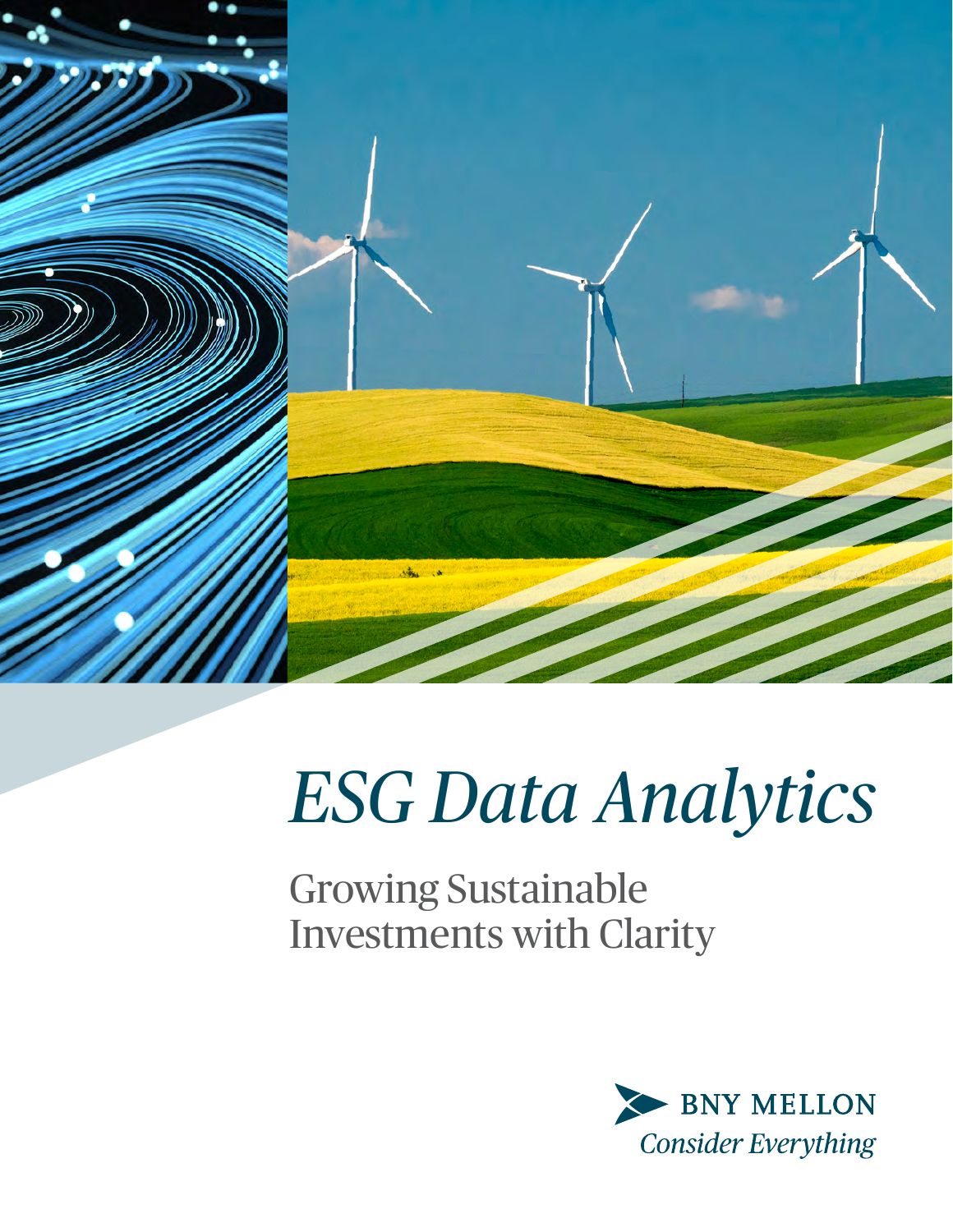# *ESG Data Analytics*

Growing Sustainable Investments with Clarity

BNY MELLON

*Consider Everything*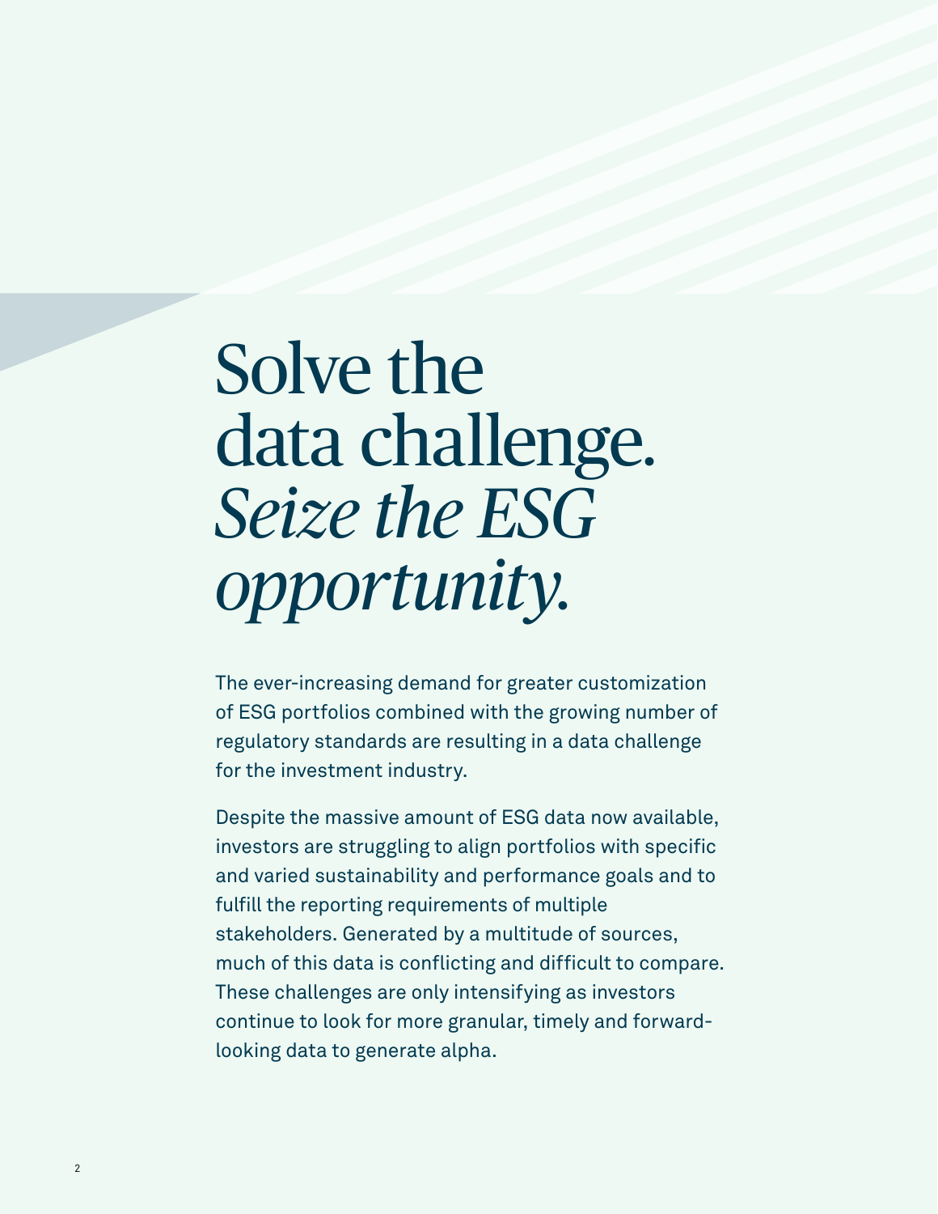# Solve the data challenge. *Seize the ESG opportunity.*

The ever-increasing demand for greater customization of ESG portfolios combined with the growing number of regulatory standards are resulting in a data challenge for the investment industry.

Despite the massive amount of ESG data now available, investors are struggling to align portfolios with specific and varied sustainability and performance goals and to fulfill the reporting requirements of multiple stakeholders. Generated by a multitude of sources, much of this data is conflicting and difficult to compare. These challenges are only intensifying as investors continue to look for more granular, timely and forward-looking data to generate alpha.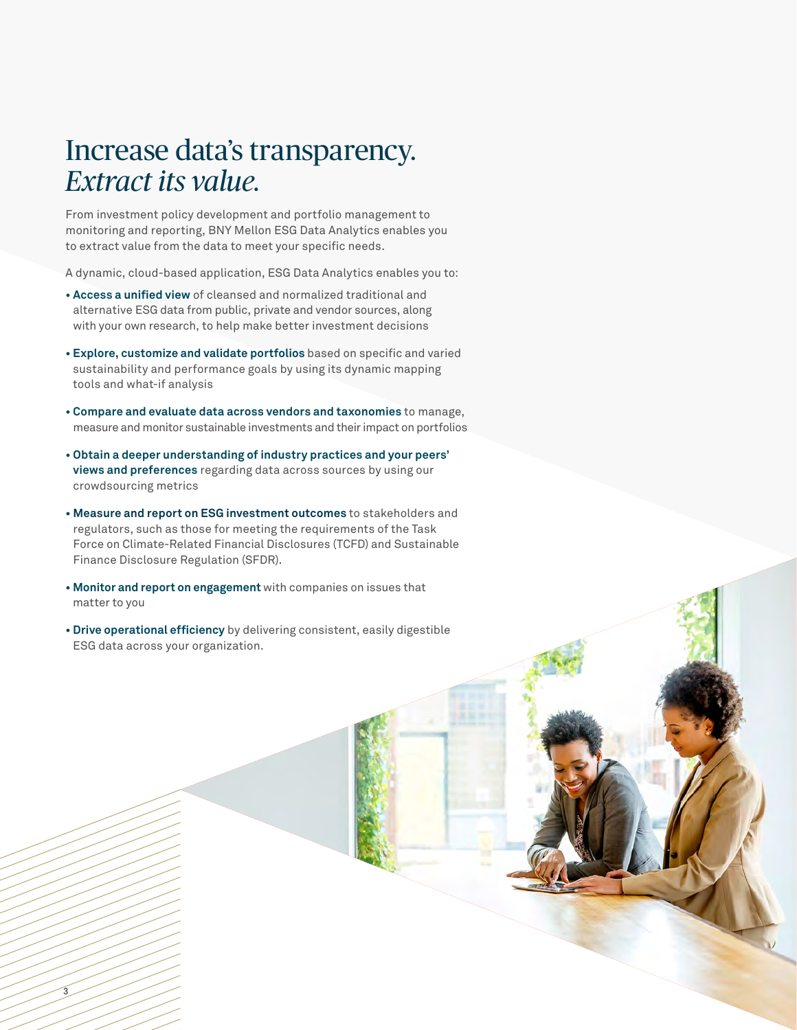# Increase data's transparency. *Extract its value.*

From investment policy development and portfolio management to monitoring and reporting, BNY Mellon ESG Data Analytics enables you to extract value from the data to meet your specific needs.

A dynamic, cloud-based application, ESG Data Analytics enables you to:

- **Access a unified view** of cleansed and normalized traditional and alternative ESG data from public, private and vendor sources, along with your own research, to help make better investment decisions
- **Explore, customize and validate portfolios** based on specific and varied sustainability and performance goals by using its dynamic mapping tools and what-if analysis
- **Compare and evaluate data across vendors and taxonomies** to manage, measure and monitor sustainable investments and their impact on portfolios
- **Obtain a deeper understanding of industry practices and your peers' views and preferences** regarding data across sources by using our crowdsourcing metrics
- **Measure and report on ESG investment outcomes** to stakeholders and regulators, such as those for meeting the requirements of the Task Force on Climate-Related Financial Disclosures (TCFD) and Sustainable Finance Disclosure Regulation (SFDR).
- **Monitor and report on engagement** with companies on issues that matter to you
- **Drive operational efficiency** by delivering consistent, easily digestible ESG data across your organization.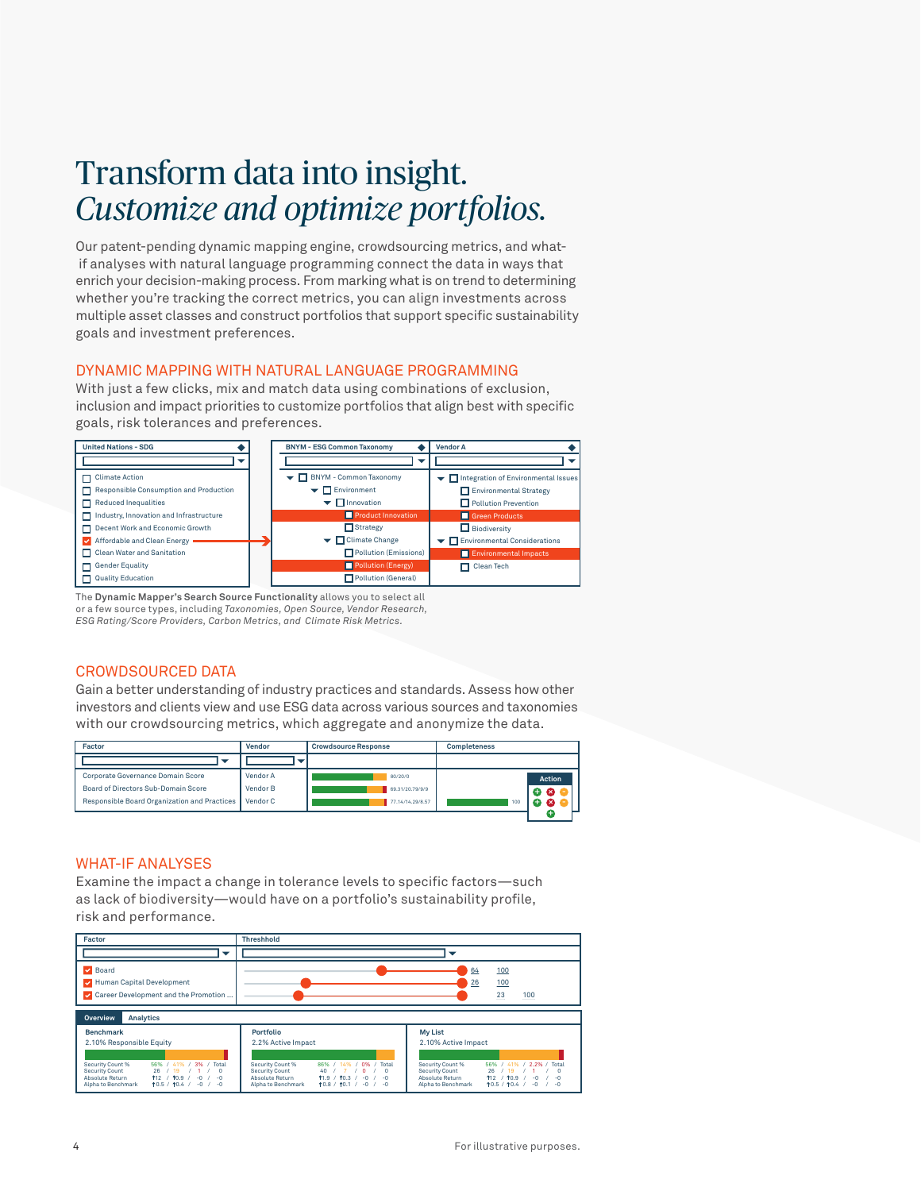# Transform data into insight. *Customize and optimize portfolios.*

Our patent-pending dynamic mapping engine, crowdsourcing metrics, and what-if analyses with natural language programming connect the data in ways that enrich your decision-making process. From marking what is on trend to determining whether you're tracking the correct metrics, you can align investments across multiple asset classes and construct portfolios that support specific sustainability goals and investment preferences.

## DYNAMIC MAPPING WITH NATURAL LANGUAGE PROGRAMMING

With just a few clicks, mix and match data using combinations of exclusion, inclusion and impact priorities to customize portfolios that align best with specific goals, risk tolerances and preferences.

| United Nations - SDG | BNYM - ESG Common Taxonomy | Vendor A |
|---|---|---|
| Climate Action | BNYM - Common Taxonomy | Integration of Environmental Issues |
| Responsible Consumption and Production | Environment | Environmental Strategy |
| Reduced Inequalities | Innovation | Pollution Prevention |
| Industry, Innovation and Infrastructure | Product Innovation | Green Products |
| Decent Work and Economic Growth | Strategy | Biodiversity |
| Affordable and Clean Energy | Climate Change | Environmental Considerations |
| Clean Water and Sanitation | Pollution (Emissions) | Environmental Impacts |
| Gender Equality | Pollution (Energy) | Clean Tech |
| Quality Education | Pollution (General) | |

The **Dynamic Mapper's Search Source Functionality** allows you to select all or a few source types, including *Taxonomies, Open Source, Vendor Research, ESG Rating/Score Providers, Carbon Metrics, and Climate Risk Metrics.*

## CROWDSOURCED DATA

Gain a better understanding of industry practices and standards. Assess how other investors and clients view and use ESG data across various sources and taxonomies with our crowdsourcing metrics, which aggregate and anonymize the data.

| Factor | Vendor | Crowdsource Response | Completeness |
|---|---|---|---|
| Corporate Governance Domain Score | Vendor A | 80/20/0 | |
| Board of Directors Sub-Domain Score | Vendor B | 69.31/20.79/9.9 | |
| Responsible Board Organization and Practices | Vendor C | 77.14/14.29/8.57 | 100 |

## WHAT-IF ANALYSES

Examine the impact a change in tolerance levels to specific factors—such as lack of biodiversity—would have on a portfolio's sustainability profile, risk and performance.

| Factor | Threshhold | |
|---|---|---|
| Board | 64 | 100 |
| Human Capital Development | 26 | 100 |
| Career Development and the Promotion ... | 23 | 100 |

Overview | Analytics

| | Benchmark | Portfolio | My List |
|---|---|---|---|
| | 2.10% Responsible Equity | 2.2% Active Impact | 2.10% Active Impact |
| Security Count % | 56% / 41% / 3% / Total | 86% / 14% / 0% / Total | 56% / 41% / 2.2% / Total |
| Security Count | 26 / 19 / 1 / 0 | 40 / 7 / 0 / 0 | 26 / 19 / 1 / 0 |
| Absolute Return | ↑12 / ↑0.9 / -0 / -0 | ↑1.9 / ↑0.3 / -0 / -0 | ↑12 / ↑0.9 / -0 / -0 |
| Alpha to Benchmark | ↑0.5 / ↑0.4 / -0 / -0 | ↑0.8 / ↑0.1 / -0 / -0 | ↑0.5 / ↑0.4 / -0 / -0 |

For illustrative purposes.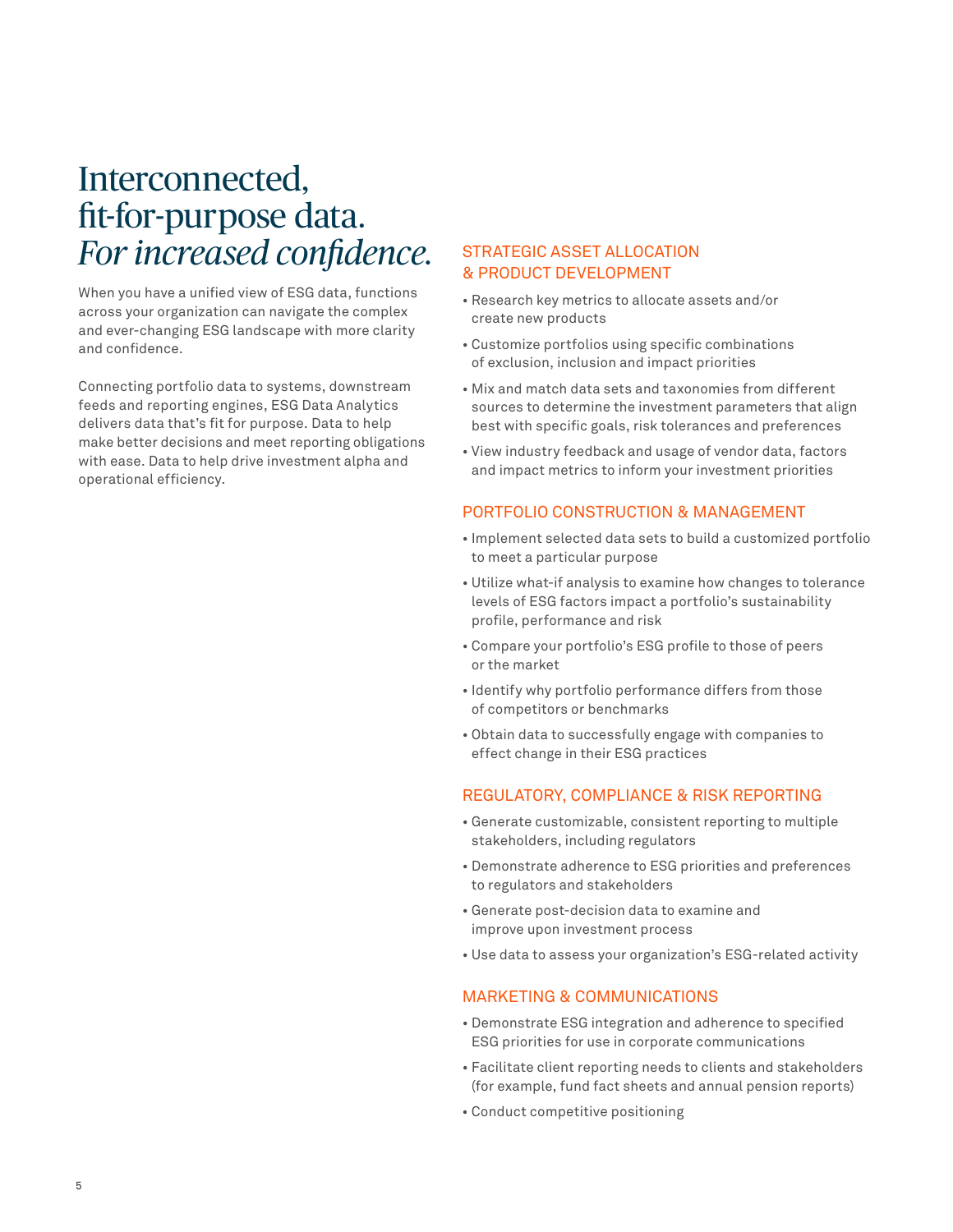# Interconnected, fit-for-purpose data. *For increased confidence.*

When you have a unified view of ESG data, functions across your organization can navigate the complex and ever-changing ESG landscape with more clarity and confidence.

Connecting portfolio data to systems, downstream feeds and reporting engines, ESG Data Analytics delivers data that's fit for purpose. Data to help make better decisions and meet reporting obligations with ease. Data to help drive investment alpha and operational efficiency.

## STRATEGIC ASSET ALLOCATION & PRODUCT DEVELOPMENT

- Research key metrics to allocate assets and/or create new products
- Customize portfolios using specific combinations of exclusion, inclusion and impact priorities
- Mix and match data sets and taxonomies from different sources to determine the investment parameters that align best with specific goals, risk tolerances and preferences
- View industry feedback and usage of vendor data, factors and impact metrics to inform your investment priorities

## PORTFOLIO CONSTRUCTION & MANAGEMENT

- Implement selected data sets to build a customized portfolio to meet a particular purpose
- Utilize what-if analysis to examine how changes to tolerance levels of ESG factors impact a portfolio's sustainability profile, performance and risk
- Compare your portfolio's ESG profile to those of peers or the market
- Identify why portfolio performance differs from those of competitors or benchmarks
- Obtain data to successfully engage with companies to effect change in their ESG practices

## REGULATORY, COMPLIANCE & RISK REPORTING

- Generate customizable, consistent reporting to multiple stakeholders, including regulators
- Demonstrate adherence to ESG priorities and preferences to regulators and stakeholders
- Generate post-decision data to examine and improve upon investment process
- Use data to assess your organization's ESG-related activity

## MARKETING & COMMUNICATIONS

- Demonstrate ESG integration and adherence to specified ESG priorities for use in corporate communications
- Facilitate client reporting needs to clients and stakeholders (for example, fund fact sheets and annual pension reports)
- Conduct competitive positioning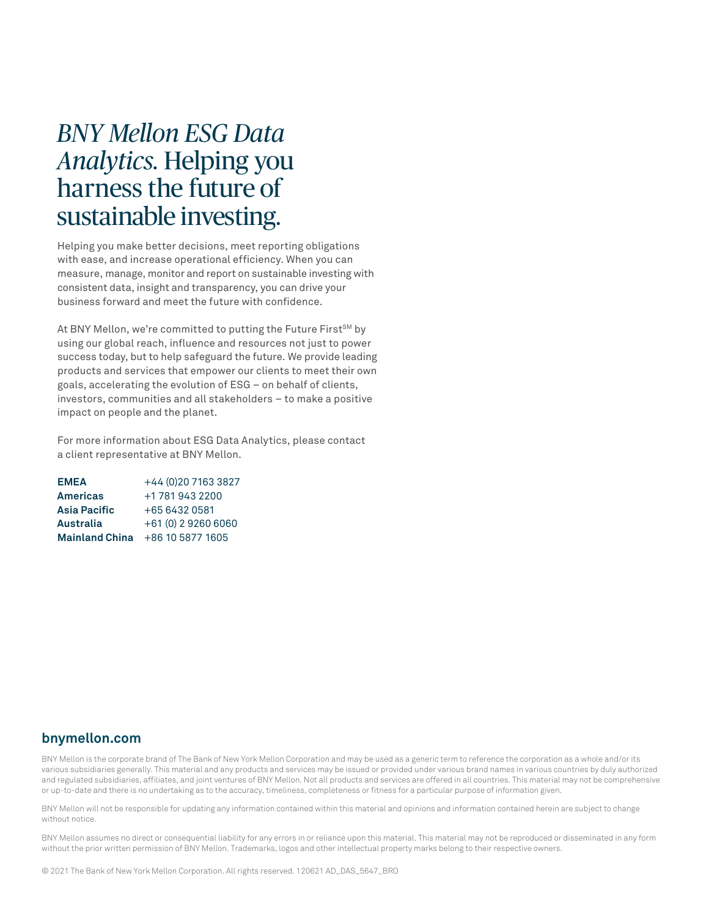# *BNY Mellon ESG Data Analytics.* Helping you harness the future of sustainable investing.

Helping you make better decisions, meet reporting obligations with ease, and increase operational efficiency. When you can measure, manage, monitor and report on sustainable investing with consistent data, insight and transparency, you can drive your business forward and meet the future with confidence.

At BNY Mellon, we're committed to putting the Future First℠ by using our global reach, influence and resources not just to power success today, but to help safeguard the future. We provide leading products and services that empower our clients to meet their own goals, accelerating the evolution of ESG – on behalf of clients, investors, communities and all stakeholders – to make a positive impact on people and the planet.

For more information about ESG Data Analytics, please contact a client representative at BNY Mellon.

| | |
|---|---|
| **EMEA** | +44 (0)20 7163 3827 |
| **Americas** | +1 781 943 2200 |
| **Asia Pacific** | +65 6432 0581 |
| **Australia** | +61 (0) 2 9260 6060 |
| **Mainland China** | +86 10 5877 1605 |

**bnymellon.com**

BNY Mellon is the corporate brand of The Bank of New York Mellon Corporation and may be used as a generic term to reference the corporation as a whole and/or its various subsidiaries generally. This material and any products and services may be issued or provided under various brand names in various countries by duly authorized and regulated subsidiaries, affiliates, and joint ventures of BNY Mellon. Not all products and services are offered in all countries. This material may not be comprehensive or up-to-date and there is no undertaking as to the accuracy, timeliness, completeness or fitness for a particular purpose of information given.

BNY Mellon will not be responsible for updating any information contained within this material and opinions and information contained herein are subject to change without notice.

BNY Mellon assumes no direct or consequential liability for any errors in or reliance upon this material. This material may not be reproduced or disseminated in any form without the prior written permission of BNY Mellon. Trademarks, logos and other intellectual property marks belong to their respective owners.

© 2021 The Bank of New York Mellon Corporation. All rights reserved. 120621 AD_DAS_5647_BRO